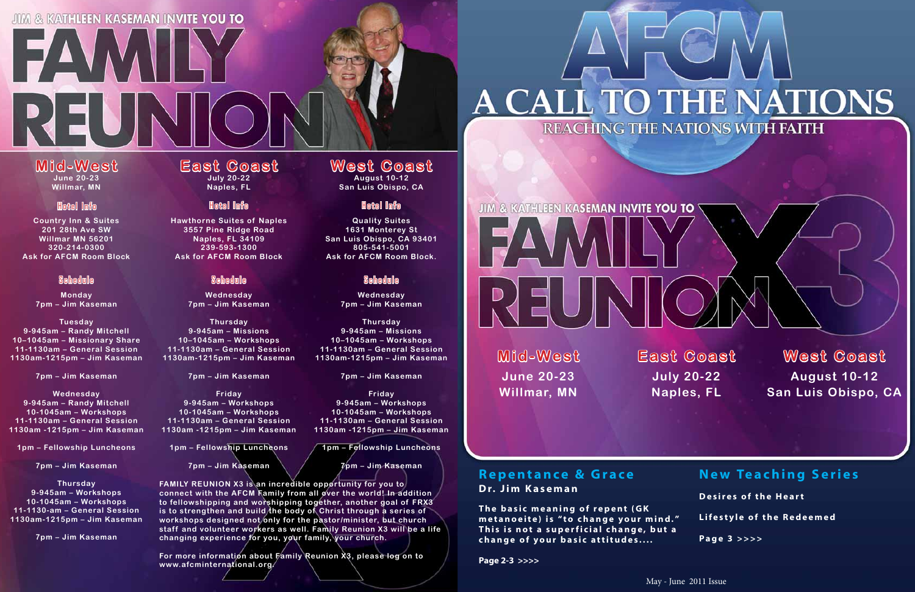JIM & KATHLEEN KASEMAN INVITE YOU TO

# FAMILY REUNION

## Mid-West

June 20-23
Willmar, MN

### Hotel Info

Country Inn & Suites
201 28th Ave SW
Willmar MN 56201
320-214-0300
Ask for AFCM Room Block

### Schedule

Monday
7pm – Jim Kaseman

Tuesday
9-945am – Randy Mitchell
10–1045am – Missionary Share
11-1130am – General Session
1130am-1215pm – Jim Kaseman

7pm – Jim Kaseman

Wednesday
9-945am – Randy Mitchell
10-1045am – Workshops
11-1130am – General Session
1130am -1215pm – Jim Kaseman

1pm – Fellowship Luncheons

7pm – Jim Kaseman

Thursday
9-945am – Workshops
10-1045am – Workshops
11-1130-am – General Session
1130am-1215pm – Jim Kaseman

7pm – Jim Kaseman

## East Coast

July 20-22
Naples, FL

### Hotel Info

Hawthorne Suites of Naples
3557 Pine Ridge Road
Naples, FL 34109
239-593-1300
Ask for AFCM Room Block

### Schedule

Wednesday
7pm – Jim Kaseman

Thursday
9-945am – Missions
10–1045am – Workshops
11-1130am – General Session
1130am-1215pm – Jim Kaseman

7pm – Jim Kaseman

Friday
9-945am – Workshops
10-1045am – Workshops
11-1130am – General Session
1130am -1215pm – Jim Kaseman

1pm – Fellowship Luncheons

7pm – Jim Kaseman

## West Coast

August 10-12
San Luis Obispo, CA

### Hotel Info

Quality Suites
1631 Monterey St
San Luis Obispo, CA 93401
805-541-5001
Ask for AFCM Room Block.

### Schedule

Wednesday
7pm – Jim Kaseman

Thursday
9-945am – Missions
10–1045am – Workshops
11-1130am – General Session
1130am-1215pm – Jim Kaseman

7pm – Jim Kaseman

Friday
9-945am – Workshops
10-1045am – Workshops
11-1130am – General Session
1130am -1215pm – Jim Kaseman

1pm – Fellowship Luncheons

7pm – Jim Kaseman

FAMILY REUNION X3 is an incredible opportunity for you to connect with the AFCM Family from all over the world! In addition to fellowshipping and worshipping together, another goal of FRX3 is to strengthen and build the body of Christ through a series of workshops designed not only for the pastor/minister, but church staff and volunteer workers as well. Family Reunion X3 will be a life changing experience for you, your family, your church.

For more information about Family Reunion X3, please log on to www.afcminternational.org.

# AFCM

# A CALL TO THE NATIONS

## REACHING THE NATIONS WITH FAITH

JIM & KATHLEEN KASEMAN INVITE YOU TO

# FAMILY REUNION X3

**Mid-West**
June 20-23
Willmar, MN

**East Coast**
July 20-22
Naples, FL

**West Coast**
August 10-12
San Luis Obispo, CA

## Repentance & Grace

**Dr. Jim Kaseman**

**The basic meaning of repent (GK metanoeite) is "to change your mind." This is not a superficial change, but a change of your basic attitudes....**

**Page 2-3 >>>>**

## New Teaching Series

**Desires of the Heart**

**Lifestyle of the Redeemed**

**Page 3 >>>>**

May - June 2011 Issue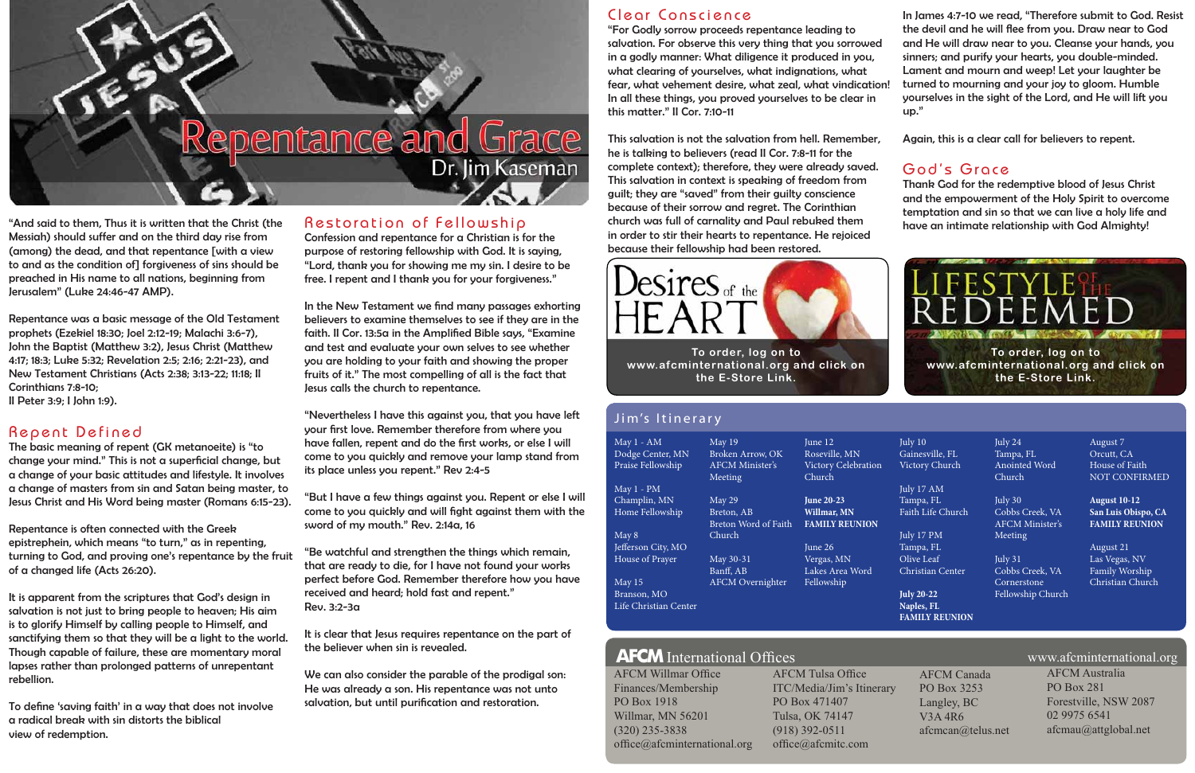# Repentance and Grace

Dr. Jim Kaseman

"And said to them, Thus it is written that the Christ (the Messiah) should suffer and on the third day rise from (among) the dead, and that repentance [with a view to and as the condition of] forgiveness of sins should be preached in His name to all nations, beginning from Jerusalem" (Luke 24:46-47 AMP).

Repentance was a basic message of the Old Testament prophets (Ezekiel 18:30; Joel 2:12-19; Malachi 3:6-7), John the Baptist (Matthew 3:2), Jesus Christ (Matthew 4:17; 18:3; Luke 5:32; Revelation 2:5; 2:16; 2:21-23), and New Testament Christians (Acts 2:38; 3:13-22; 11:18; II Corinthians 7:8-10;
II Peter 3:9; I John 1:9).

## Repent Defined

The basic meaning of repent (GK metanoeite) is "to change your mind." This is not a superficial change, but a change of your basic attitudes and lifestyle. It involves a change of masters from sin and Satan being master, to Jesus Christ and His Word being master (Romans 6:15-23).

Repentance is often connected with the Greek epistrephein, which means "to turn," as in repenting, turning to God, and proving one's repentance by the fruit of a changed life (Acts 26:20).

It is apparent from the scriptures that God's design in salvation is not just to bring people to heaven; His aim is to glorify Himself by calling people to Himself, and sanctifying them so that they will be a light to the world. Though capable of failure, these are momentary moral lapses rather than prolonged patterns of unrepentant rebellion.

To define 'saving faith' in a way that does not involve a radical break with sin distorts the biblical view of redemption.

## Restoration of Fellowship

Confession and repentance for a Christian is for the purpose of restoring fellowship with God. It is saying, "Lord, thank you for showing me my sin. I desire to be free. I repent and I thank you for your forgiveness."

In the New Testament we find many passages exhorting believers to examine themselves to see if they are in the faith. II Cor. 13:5a in the Amplified Bible says, "Examine and test and evaluate your own selves to see whether you are holding to your faith and showing the proper fruits of it." The most compelling of all is the fact that Jesus calls the church to repentance.

"Nevertheless I have this against you, that you have left your first love. Remember therefore from where you have fallen, repent and do the first works, or else I will come to you quickly and remove your lamp stand from its place unless you repent." Rev 2:4-5

"But I have a few things against you. Repent or else I will come to you quickly and will fight against them with the sword of my mouth." Rev. 2:14a, 16

"Be watchful and strengthen the things which remain, that are ready to die, for I have not found your works perfect before God. Remember therefore how you have received and heard; hold fast and repent."
Rev. 3:2-3a

It is clear that Jesus requires repentance on the part of the believer when sin is revealed.

We can also consider the parable of the prodigal son: He was already a son. His repentance was not unto salvation, but until purification and restoration.

## Clear Conscience

"For Godly sorrow proceeds repentance leading to salvation. For observe this very thing that you sorrowed in a godly manner: What diligence it produced in you, what clearing of yourselves, what indignations, what fear, what vehement desire, what zeal, what vindication! In all these things, you proved yourselves to be clear in this matter." II Cor. 7:10-11

This salvation is not the salvation from hell. Remember, he is talking to believers (read II Cor. 7:8-11 for the complete context); therefore, they were already saved. This salvation in context is speaking of freedom from guilt; they are "saved" from their guilty conscience because of their sorrow and regret. The Corinthian church was full of carnality and Paul rebuked them in order to stir their hearts to repentance. He rejoiced because their fellowship had been restored.

In James 4:7-10 we read, "Therefore submit to God. Resist the devil and he will flee from you. Draw near to God and He will draw near to you. Cleanse your hands, you sinners; and purify your hearts, you double-minded. Lament and mourn and weep! Let your laughter be turned to mourning and your joy to gloom. Humble yourselves in the sight of the Lord, and He will lift you up."

Again, this is a clear call for believers to repent.

## God's Grace

Thank God for the redemptive blood of Jesus Christ and the empowerment of the Holy Spirit to overcome temptation and sin so that we can live a holy life and have an intimate relationship with God Almighty!

**Desires of the HEART**

To order, log on to www.afcminternational.org and click on the E-Store Link.

**LIFESTYLE OF THE REDEEMED**

To order, log on to www.afcminternational.org and click on the E-Store Link.

## Jim's Itinerary

May 1 - AM
Dodge Center, MN
Praise Fellowship

May 1 - PM
Champlin, MN
Home Fellowship

May 8
Jefferson City, MO
House of Prayer

May 15
Branson, MO
Life Christian Center

May 19
Broken Arrow, OK
AFCM Minister's Meeting

May 29
Breton, AB
Breton Word of Faith Church

May 30-31
Banff, AB
AFCM Overnighter

June 12
Roseville, MN
Victory Celebration Church

**June 20-23**
**Willmar, MN**
**FAMILY REUNION**

June 26
Vergas, MN
Lakes Area Word Fellowship

July 10
Gainesville, FL
Victory Church

July 17 AM
Tampa, FL
Faith Life Church

July 17 PM
Tampa, FL
Olive Leaf Christian Center

**July 20-22**
**Naples, FL**
**FAMILY REUNION**

July 24
Tampa, FL
Anointed Word Church

July 30
Cobbs Creek, VA
AFCM Minister's Meeting

July 31
Cobbs Creek, VA
Cornerstone Fellowship Church

August 7
Orcutt, CA
House of Faith
NOT CONFIRMED

**August 10-12**
**San Luis Obispo, CA**
**FAMILY REUNION**

August 21
Las Vegas, NV
Family Worship Christian Church

## AFCM International Offices

www.afcminternational.org

AFCM Willmar Office
Finances/Membership
PO Box 1918
Willmar, MN 56201
(320) 235-3838
office@afcminternational.org

AFCM Tulsa Office
ITC/Media/Jim's Itinerary
PO Box 471407
Tulsa, OK 74147
(918) 392-0511
office@afcmitc.com

AFCM Canada
PO Box 3253
Langley, BC
V3A 4R6
afcmcan@telus.net

AFCM Australia
PO Box 281
Forestville, NSW 2087
02 9975 6541
afcmau@attglobal.net